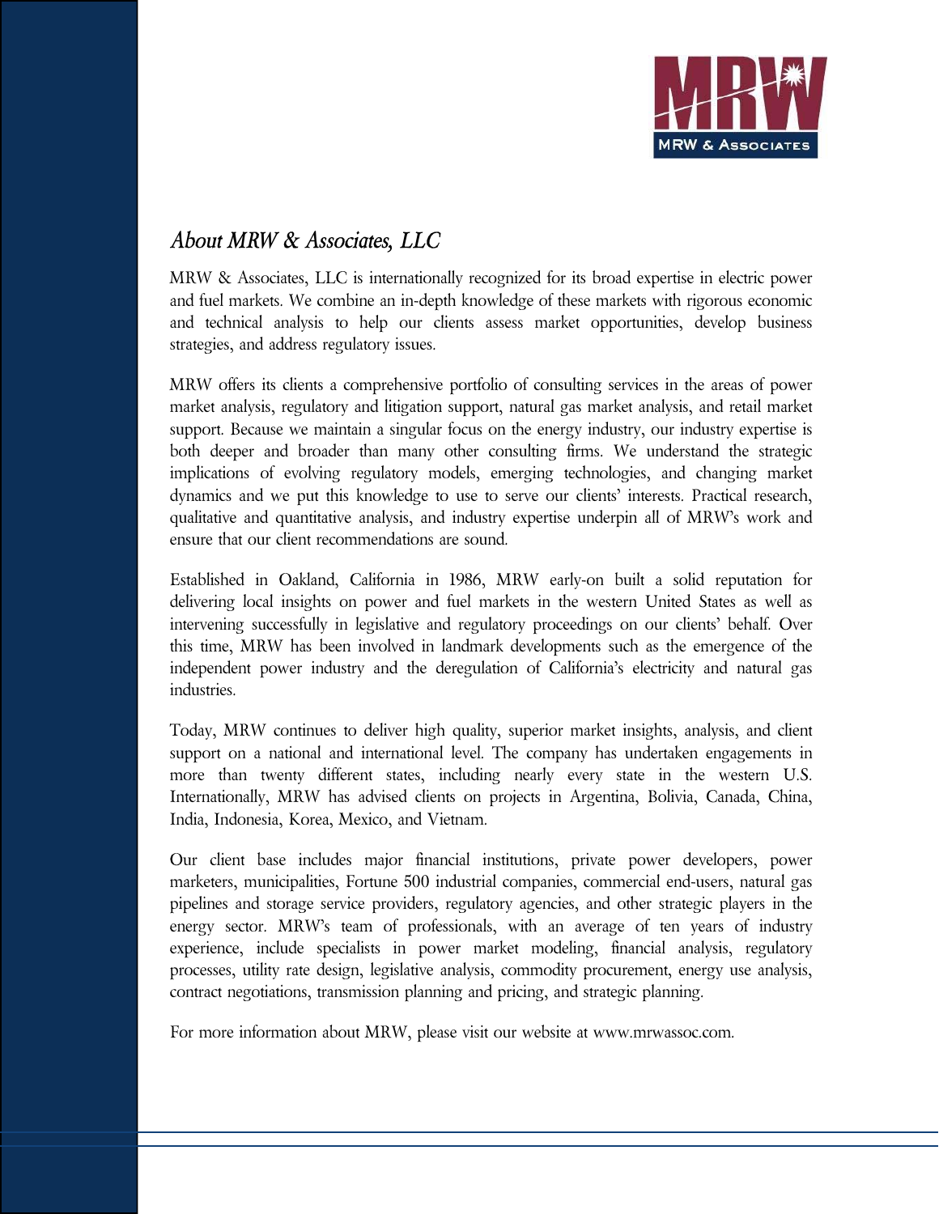## *About MRW & Associates, LLC*

MRW & Associates, LLC is internationally recognized for its broad expertise in electric power and fuel markets. We combine an in-depth knowledge of these markets with rigorous economic and technical analysis to help our clients assess market opportunities, develop business strategies, and address regulatory issues.

MRW offers its clients a comprehensive portfolio of consulting services in the areas of power market analysis, regulatory and litigation support, natural gas market analysis, and retail market support. Because we maintain a singular focus on the energy industry, our industry expertise is both deeper and broader than many other consulting firms. We understand the strategic implications of evolving regulatory models, emerging technologies, and changing market dynamics and we put this knowledge to use to serve our clients' interests. Practical research, qualitative and quantitative analysis, and industry expertise underpin all of MRW's work and ensure that our client recommendations are sound.

Established in Oakland, California in 1986, MRW early-on built a solid reputation for delivering local insights on power and fuel markets in the western United States as well as intervening successfully in legislative and regulatory proceedings on our clients' behalf. Over this time, MRW has been involved in landmark developments such as the emergence of the independent power industry and the deregulation of California's electricity and natural gas industries.

Today, MRW continues to deliver high quality, superior market insights, analysis, and client support on a national and international level. The company has undertaken engagements in more than twenty different states, including nearly every state in the western U.S. Internationally, MRW has advised clients on projects in Argentina, Bolivia, Canada, China, India, Indonesia, Korea, Mexico, and Vietnam.

Our client base includes major financial institutions, private power developers, power marketers, municipalities, Fortune 500 industrial companies, commercial end-users, natural gas pipelines and storage service providers, regulatory agencies, and other strategic players in the energy sector. MRW's team of professionals, with an average of ten years of industry experience, include specialists in power market modeling, financial analysis, regulatory processes, utility rate design, legislative analysis, commodity procurement, energy use analysis, contract negotiations, transmission planning and pricing, and strategic planning.

For more information about MRW, please visit our website at www.mrwassoc.com.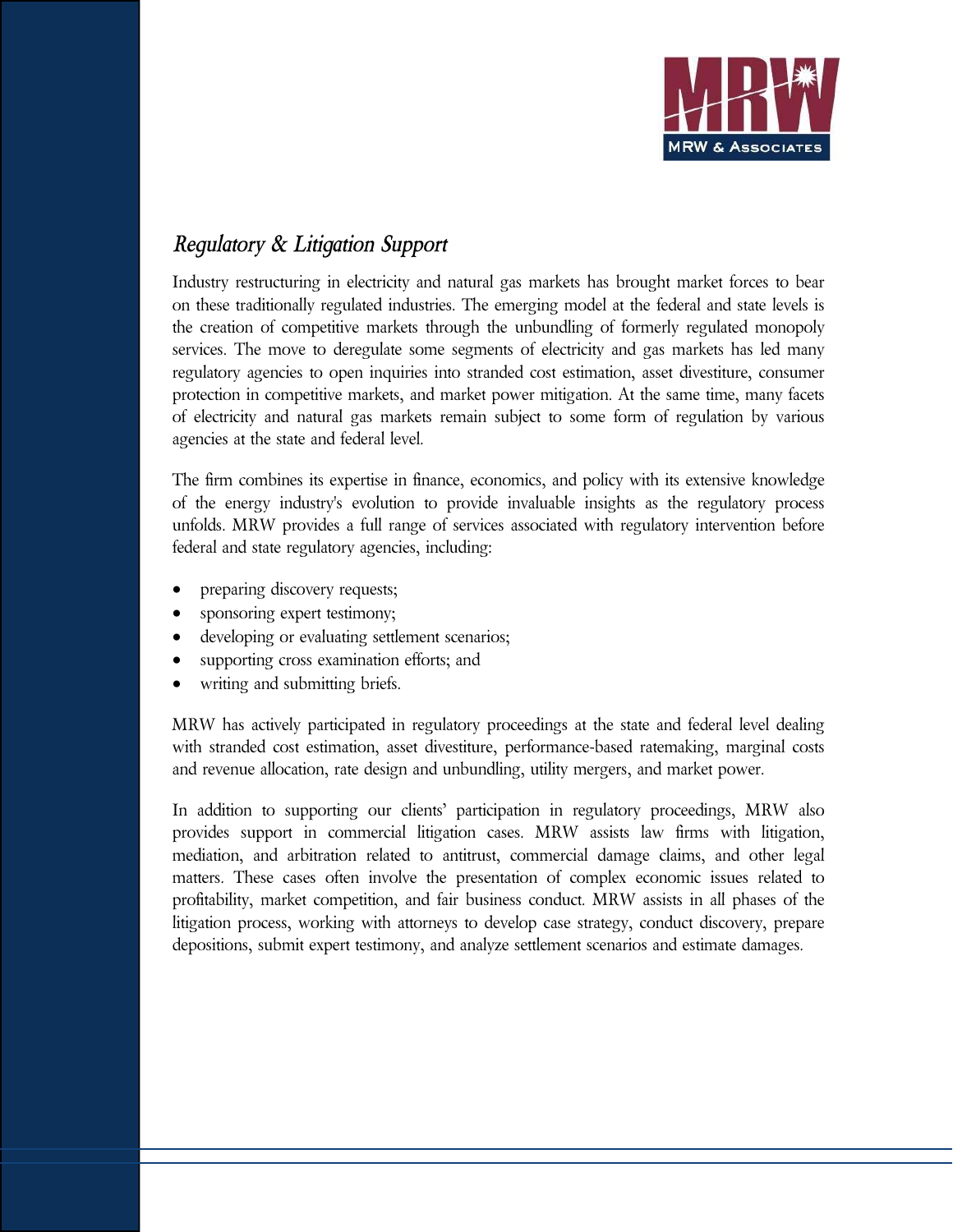## *Regulatory & Litigation Support*

Industry restructuring in electricity and natural gas markets has brought market forces to bear on these traditionally regulated industries. The emerging model at the federal and state levels is the creation of competitive markets through the unbundling of formerly regulated monopoly services. The move to deregulate some segments of electricity and gas markets has led many regulatory agencies to open inquiries into stranded cost estimation, asset divestiture, consumer protection in competitive markets, and market power mitigation. At the same time, many facets of electricity and natural gas markets remain subject to some form of regulation by various agencies at the state and federal level.

The firm combines its expertise in finance, economics, and policy with its extensive knowledge of the energy industry's evolution to provide invaluable insights as the regulatory process unfolds. MRW provides a full range of services associated with regulatory intervention before federal and state regulatory agencies, including:

- preparing discovery requests;
- sponsoring expert testimony;
- developing or evaluating settlement scenarios;
- supporting cross examination efforts; and
- writing and submitting briefs.

MRW has actively participated in regulatory proceedings at the state and federal level dealing with stranded cost estimation, asset divestiture, performance-based ratemaking, marginal costs and revenue allocation, rate design and unbundling, utility mergers, and market power.

In addition to supporting our clients' participation in regulatory proceedings, MRW also provides support in commercial litigation cases. MRW assists law firms with litigation, mediation, and arbitration related to antitrust, commercial damage claims, and other legal matters. These cases often involve the presentation of complex economic issues related to profitability, market competition, and fair business conduct. MRW assists in all phases of the litigation process, working with attorneys to develop case strategy, conduct discovery, prepare depositions, submit expert testimony, and analyze settlement scenarios and estimate damages.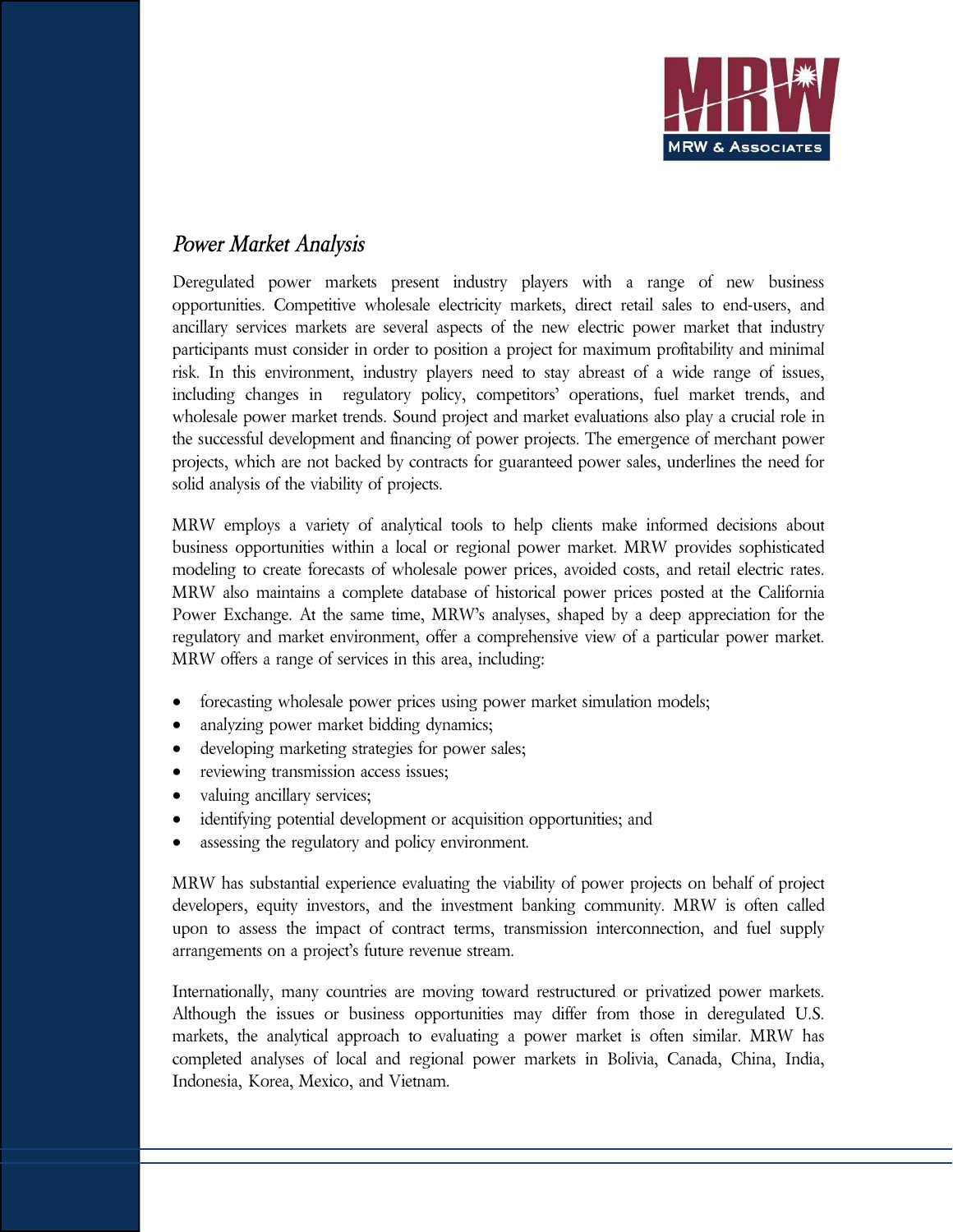## *Power Market Analysis*

Deregulated power markets present industry players with a range of new business opportunities. Competitive wholesale electricity markets, direct retail sales to end-users, and ancillary services markets are several aspects of the new electric power market that industry participants must consider in order to position a project for maximum profitability and minimal risk. In this environment, industry players need to stay abreast of a wide range of issues, including changes in regulatory policy, competitors' operations, fuel market trends, and wholesale power market trends. Sound project and market evaluations also play a crucial role in the successful development and financing of power projects. The emergence of merchant power projects, which are not backed by contracts for guaranteed power sales, underlines the need for solid analysis of the viability of projects.

MRW employs a variety of analytical tools to help clients make informed decisions about business opportunities within a local or regional power market. MRW provides sophisticated modeling to create forecasts of wholesale power prices, avoided costs, and retail electric rates. MRW also maintains a complete database of historical power prices posted at the California Power Exchange. At the same time, MRW's analyses, shaped by a deep appreciation for the regulatory and market environment, offer a comprehensive view of a particular power market. MRW offers a range of services in this area, including:

- forecasting wholesale power prices using power market simulation models;
- analyzing power market bidding dynamics;
- developing marketing strategies for power sales;
- reviewing transmission access issues;
- valuing ancillary services;
- identifying potential development or acquisition opportunities; and
- assessing the regulatory and policy environment.

MRW has substantial experience evaluating the viability of power projects on behalf of project developers, equity investors, and the investment banking community. MRW is often called upon to assess the impact of contract terms, transmission interconnection, and fuel supply arrangements on a project's future revenue stream.

Internationally, many countries are moving toward restructured or privatized power markets. Although the issues or business opportunities may differ from those in deregulated U.S. markets, the analytical approach to evaluating a power market is often similar. MRW has completed analyses of local and regional power markets in Bolivia, Canada, China, India, Indonesia, Korea, Mexico, and Vietnam.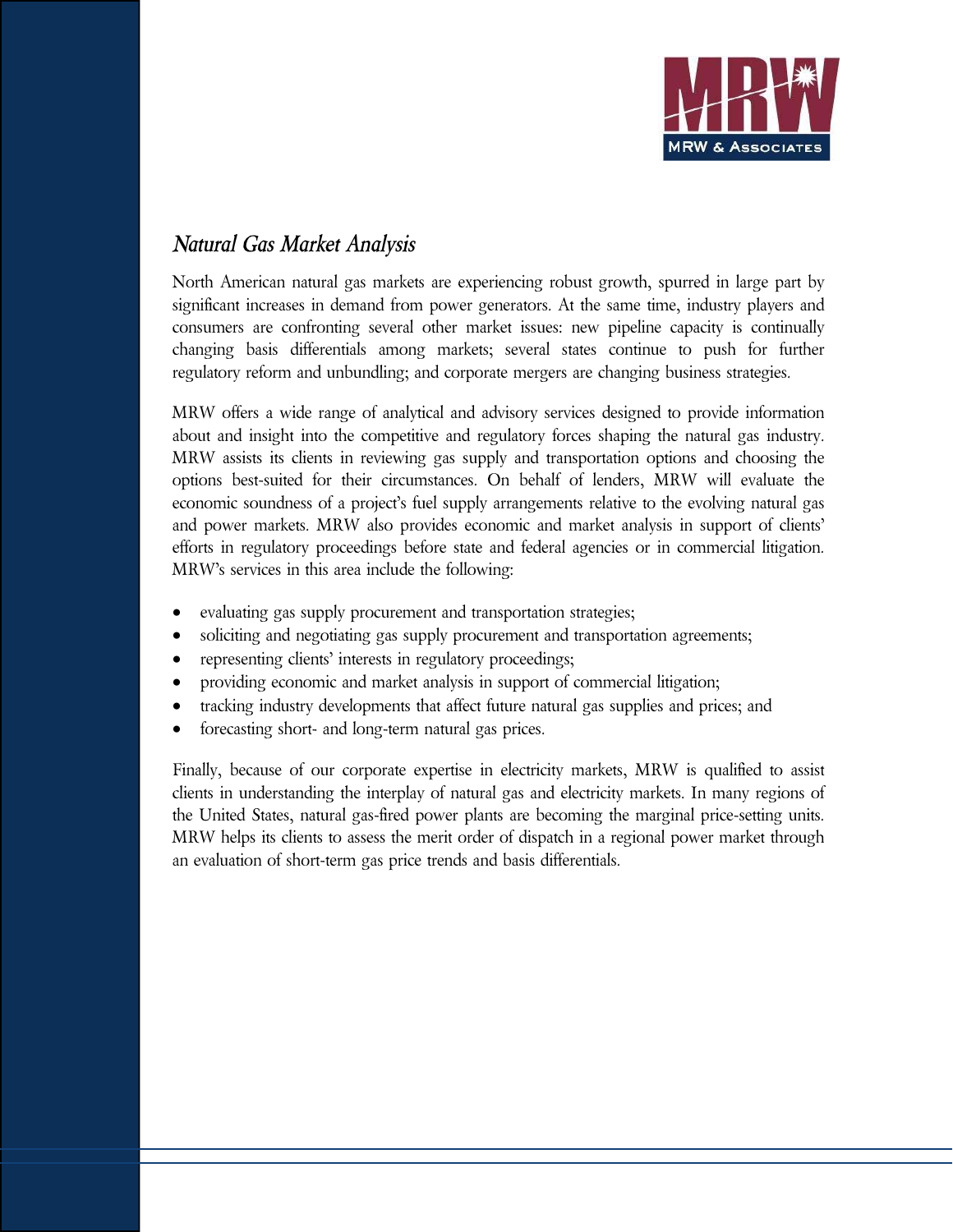## *Natural Gas Market Analysis*

North American natural gas markets are experiencing robust growth, spurred in large part by significant increases in demand from power generators. At the same time, industry players and consumers are confronting several other market issues: new pipeline capacity is continually changing basis differentials among markets; several states continue to push for further regulatory reform and unbundling; and corporate mergers are changing business strategies.

MRW offers a wide range of analytical and advisory services designed to provide information about and insight into the competitive and regulatory forces shaping the natural gas industry. MRW assists its clients in reviewing gas supply and transportation options and choosing the options best-suited for their circumstances. On behalf of lenders, MRW will evaluate the economic soundness of a project's fuel supply arrangements relative to the evolving natural gas and power markets. MRW also provides economic and market analysis in support of clients' efforts in regulatory proceedings before state and federal agencies or in commercial litigation. MRW's services in this area include the following:

- evaluating gas supply procurement and transportation strategies;
- soliciting and negotiating gas supply procurement and transportation agreements;
- representing clients' interests in regulatory proceedings;
- providing economic and market analysis in support of commercial litigation;
- tracking industry developments that affect future natural gas supplies and prices; and
- forecasting short- and long-term natural gas prices.

Finally, because of our corporate expertise in electricity markets, MRW is qualified to assist clients in understanding the interplay of natural gas and electricity markets. In many regions of the United States, natural gas-fired power plants are becoming the marginal price-setting units. MRW helps its clients to assess the merit order of dispatch in a regional power market through an evaluation of short-term gas price trends and basis differentials.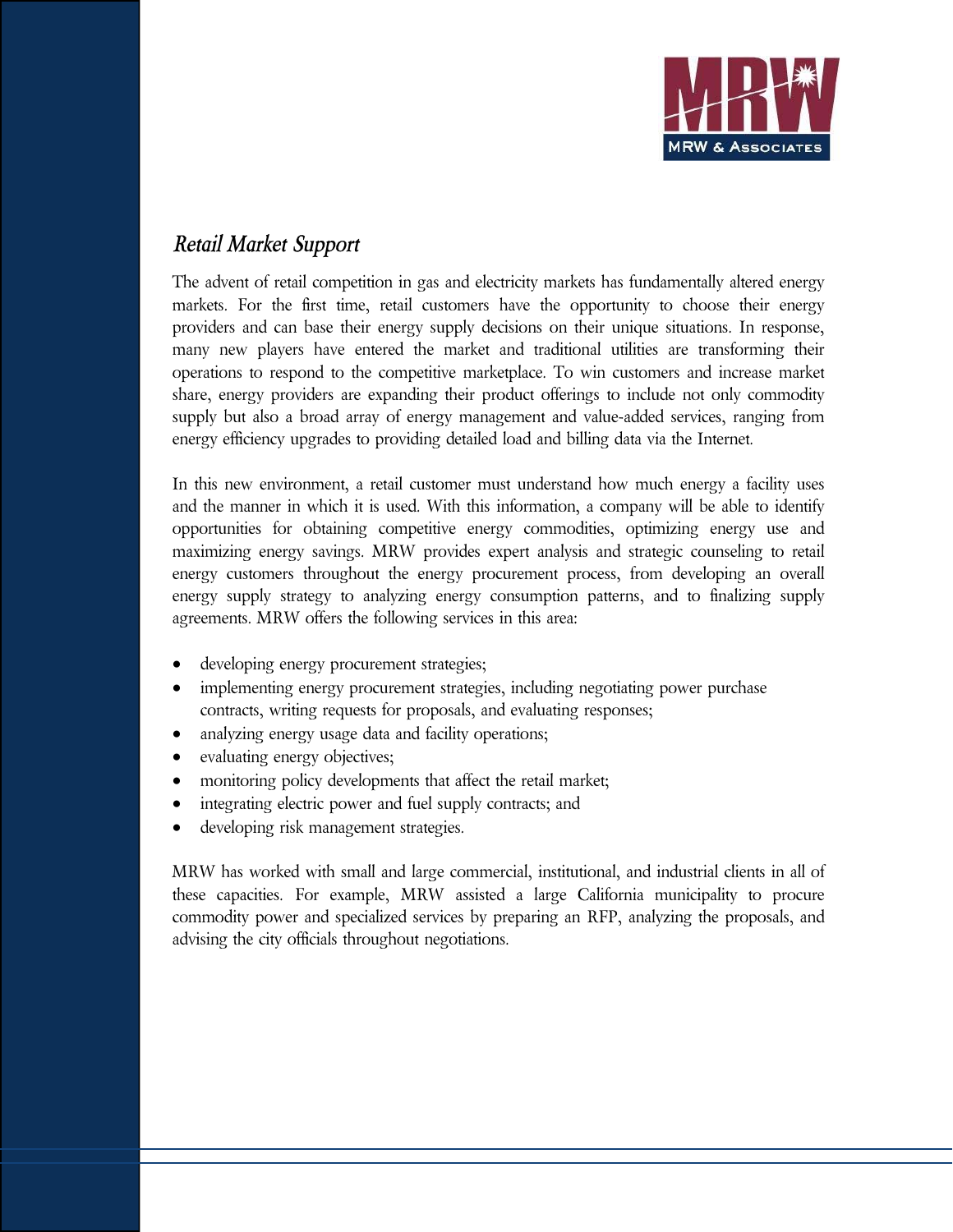## *Retail Market Support*

The advent of retail competition in gas and electricity markets has fundamentally altered energy markets. For the first time, retail customers have the opportunity to choose their energy providers and can base their energy supply decisions on their unique situations. In response, many new players have entered the market and traditional utilities are transforming their operations to respond to the competitive marketplace. To win customers and increase market share, energy providers are expanding their product offerings to include not only commodity supply but also a broad array of energy management and value-added services, ranging from energy efficiency upgrades to providing detailed load and billing data via the Internet.

In this new environment, a retail customer must understand how much energy a facility uses and the manner in which it is used. With this information, a company will be able to identify opportunities for obtaining competitive energy commodities, optimizing energy use and maximizing energy savings. MRW provides expert analysis and strategic counseling to retail energy customers throughout the energy procurement process, from developing an overall energy supply strategy to analyzing energy consumption patterns, and to finalizing supply agreements. MRW offers the following services in this area:

- developing energy procurement strategies;
- implementing energy procurement strategies, including negotiating power purchase contracts, writing requests for proposals, and evaluating responses;
- analyzing energy usage data and facility operations;
- evaluating energy objectives;
- monitoring policy developments that affect the retail market;
- integrating electric power and fuel supply contracts; and
- developing risk management strategies.

MRW has worked with small and large commercial, institutional, and industrial clients in all of these capacities. For example, MRW assisted a large California municipality to procure commodity power and specialized services by preparing an RFP, analyzing the proposals, and advising the city officials throughout negotiations.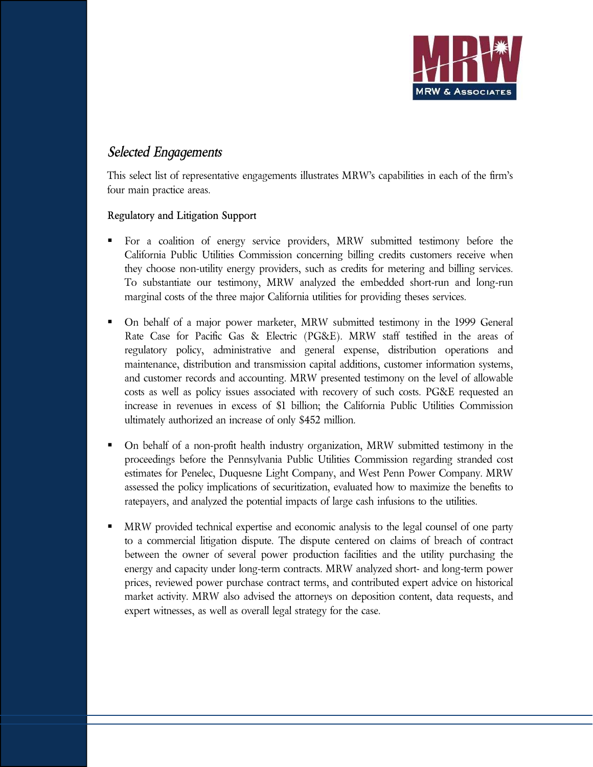## *Selected Engagements*

This select list of representative engagements illustrates MRW's capabilities in each of the firm's four main practice areas.

### Regulatory and Litigation Support

- For a coalition of energy service providers, MRW submitted testimony before the California Public Utilities Commission concerning billing credits customers receive when they choose non-utility energy providers, such as credits for metering and billing services. To substantiate our testimony, MRW analyzed the embedded short-run and long-run marginal costs of the three major California utilities for providing theses services.

- On behalf of a major power marketer, MRW submitted testimony in the 1999 General Rate Case for Pacific Gas & Electric (PG&E). MRW staff testified in the areas of regulatory policy, administrative and general expense, distribution operations and maintenance, distribution and transmission capital additions, customer information systems, and customer records and accounting. MRW presented testimony on the level of allowable costs as well as policy issues associated with recovery of such costs. PG&E requested an increase in revenues in excess of $1 billion; the California Public Utilities Commission ultimately authorized an increase of only $452 million.

- On behalf of a non-profit health industry organization, MRW submitted testimony in the proceedings before the Pennsylvania Public Utilities Commission regarding stranded cost estimates for Penelec, Duquesne Light Company, and West Penn Power Company. MRW assessed the policy implications of securitization, evaluated how to maximize the benefits to ratepayers, and analyzed the potential impacts of large cash infusions to the utilities.

- MRW provided technical expertise and economic analysis to the legal counsel of one party to a commercial litigation dispute. The dispute centered on claims of breach of contract between the owner of several power production facilities and the utility purchasing the energy and capacity under long-term contracts. MRW analyzed short- and long-term power prices, reviewed power purchase contract terms, and contributed expert advice on historical market activity. MRW also advised the attorneys on deposition content, data requests, and expert witnesses, as well as overall legal strategy for the case.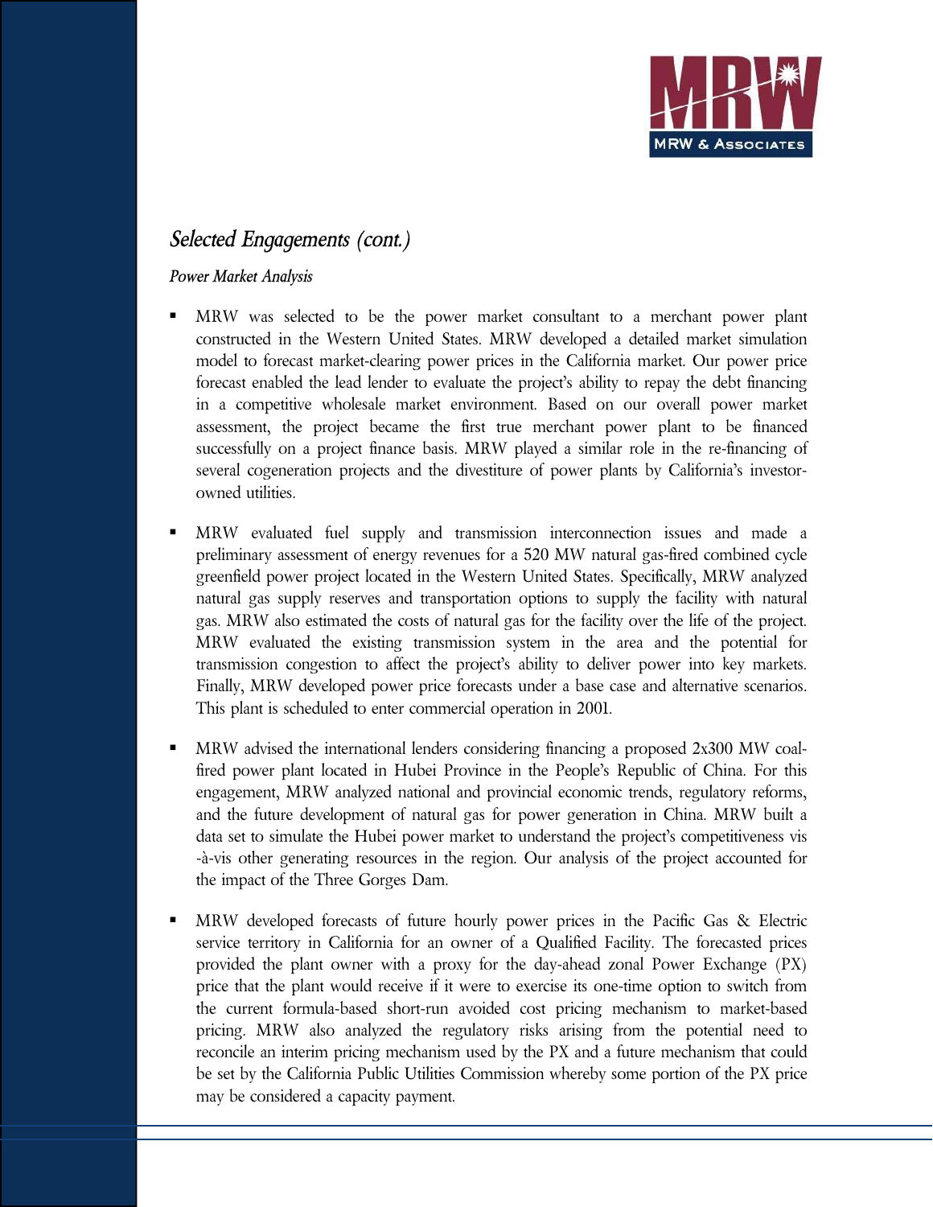## *Selected Engagements (cont.)*

### *Power Market Analysis*

- MRW was selected to be the power market consultant to a merchant power plant constructed in the Western United States. MRW developed a detailed market simulation model to forecast market-clearing power prices in the California market. Our power price forecast enabled the lead lender to evaluate the project's ability to repay the debt financing in a competitive wholesale market environment. Based on our overall power market assessment, the project became the first true merchant power plant to be financed successfully on a project finance basis. MRW played a similar role in the re-financing of several cogeneration projects and the divestiture of power plants by California's investor-owned utilities.

- MRW evaluated fuel supply and transmission interconnection issues and made a preliminary assessment of energy revenues for a 520 MW natural gas-fired combined cycle greenfield power project located in the Western United States. Specifically, MRW analyzed natural gas supply reserves and transportation options to supply the facility with natural gas. MRW also estimated the costs of natural gas for the facility over the life of the project. MRW evaluated the existing transmission system in the area and the potential for transmission congestion to affect the project's ability to deliver power into key markets. Finally, MRW developed power price forecasts under a base case and alternative scenarios. This plant is scheduled to enter commercial operation in 2001.

- MRW advised the international lenders considering financing a proposed 2x300 MW coal-fired power plant located in Hubei Province in the People's Republic of China. For this engagement, MRW analyzed national and provincial economic trends, regulatory reforms, and the future development of natural gas for power generation in China. MRW built a data set to simulate the Hubei power market to understand the project's competitiveness vis-à-vis other generating resources in the region. Our analysis of the project accounted for the impact of the Three Gorges Dam.

- MRW developed forecasts of future hourly power prices in the Pacific Gas & Electric service territory in California for an owner of a Qualified Facility. The forecasted prices provided the plant owner with a proxy for the day-ahead zonal Power Exchange (PX) price that the plant would receive if it were to exercise its one-time option to switch from the current formula-based short-run avoided cost pricing mechanism to market-based pricing. MRW also analyzed the regulatory risks arising from the potential need to reconcile an interim pricing mechanism used by the PX and a future mechanism that could be set by the California Public Utilities Commission whereby some portion of the PX price may be considered a capacity payment.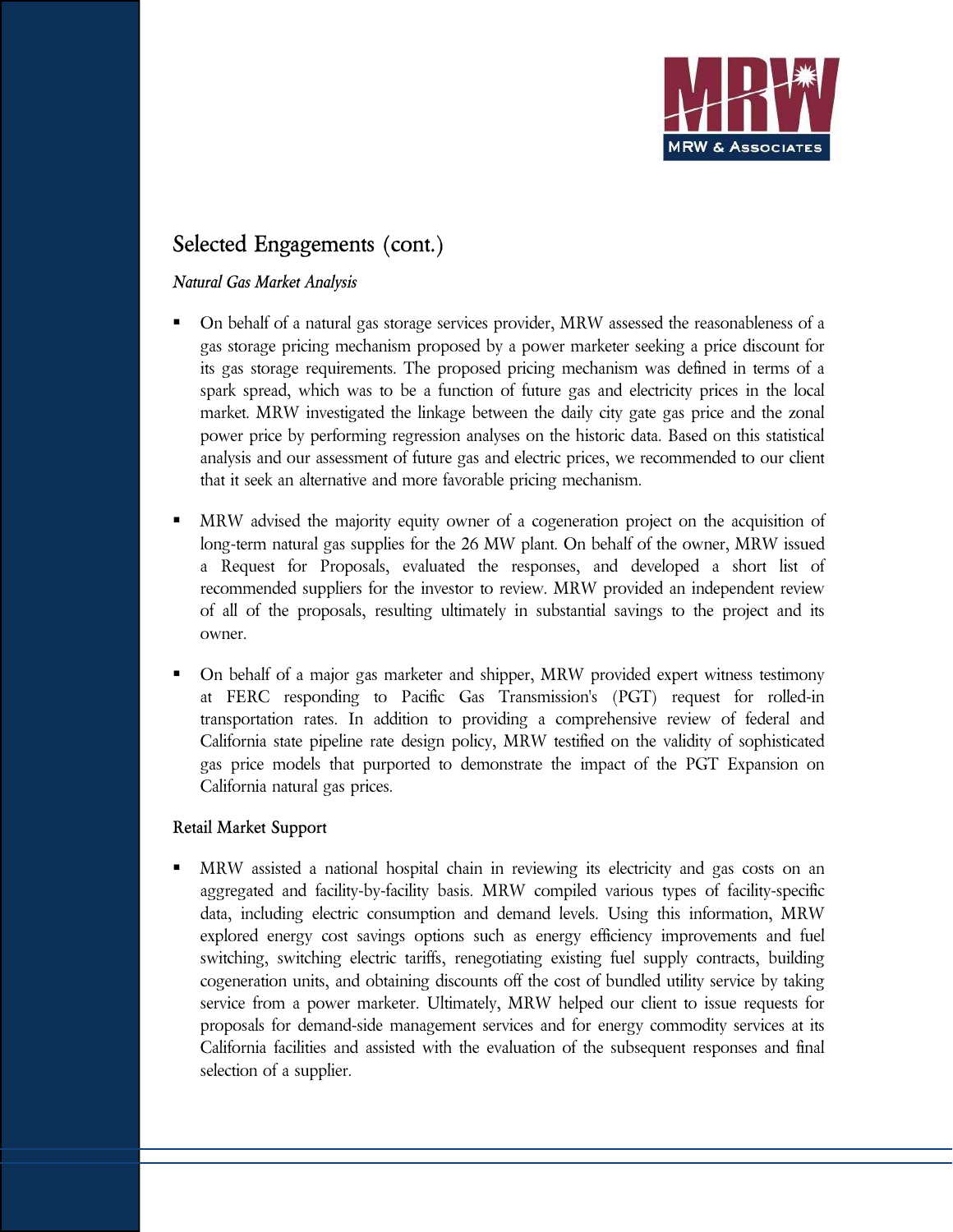## Selected Engagements (cont.)

### *Natural Gas Market Analysis*

- On behalf of a natural gas storage services provider, MRW assessed the reasonableness of a gas storage pricing mechanism proposed by a power marketer seeking a price discount for its gas storage requirements. The proposed pricing mechanism was defined in terms of a spark spread, which was to be a function of future gas and electricity prices in the local market. MRW investigated the linkage between the daily city gate gas price and the zonal power price by performing regression analyses on the historic data. Based on this statistical analysis and our assessment of future gas and electric prices, we recommended to our client that it seek an alternative and more favorable pricing mechanism.

- MRW advised the majority equity owner of a cogeneration project on the acquisition of long-term natural gas supplies for the 26 MW plant. On behalf of the owner, MRW issued a Request for Proposals, evaluated the responses, and developed a short list of recommended suppliers for the investor to review. MRW provided an independent review of all of the proposals, resulting ultimately in substantial savings to the project and its owner.

- On behalf of a major gas marketer and shipper, MRW provided expert witness testimony at FERC responding to Pacific Gas Transmission's (PGT) request for rolled-in transportation rates. In addition to providing a comprehensive review of federal and California state pipeline rate design policy, MRW testified on the validity of sophisticated gas price models that purported to demonstrate the impact of the PGT Expansion on California natural gas prices.

### Retail Market Support

- MRW assisted a national hospital chain in reviewing its electricity and gas costs on an aggregated and facility-by-facility basis. MRW compiled various types of facility-specific data, including electric consumption and demand levels. Using this information, MRW explored energy cost savings options such as energy efficiency improvements and fuel switching, switching electric tariffs, renegotiating existing fuel supply contracts, building cogeneration units, and obtaining discounts off the cost of bundled utility service by taking service from a power marketer. Ultimately, MRW helped our client to issue requests for proposals for demand-side management services and for energy commodity services at its California facilities and assisted with the evaluation of the subsequent responses and final selection of a supplier.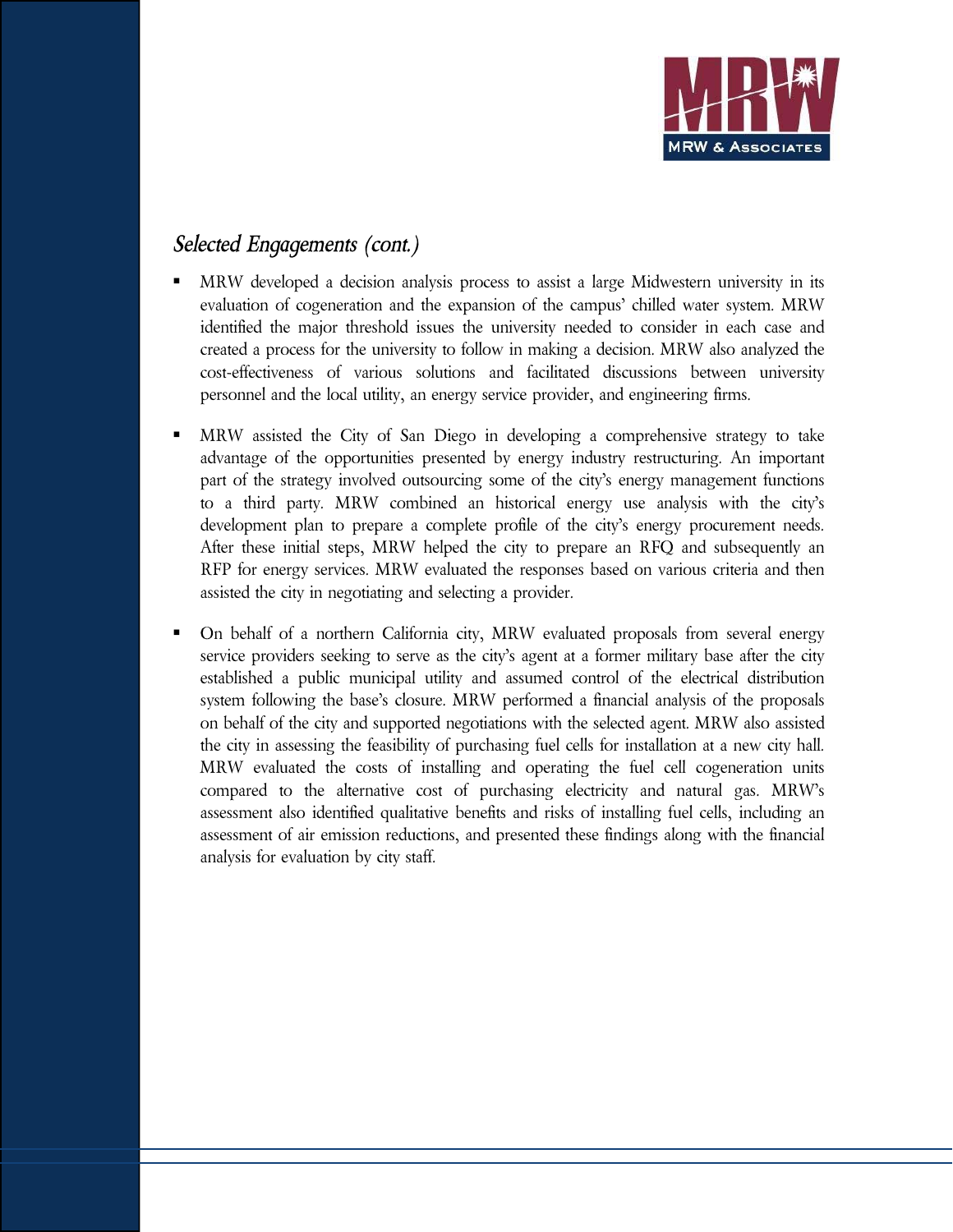## *Selected Engagements (cont.)*

- MRW developed a decision analysis process to assist a large Midwestern university in its evaluation of cogeneration and the expansion of the campus' chilled water system. MRW identified the major threshold issues the university needed to consider in each case and created a process for the university to follow in making a decision. MRW also analyzed the cost-effectiveness of various solutions and facilitated discussions between university personnel and the local utility, an energy service provider, and engineering firms.

- MRW assisted the City of San Diego in developing a comprehensive strategy to take advantage of the opportunities presented by energy industry restructuring. An important part of the strategy involved outsourcing some of the city's energy management functions to a third party. MRW combined an historical energy use analysis with the city's development plan to prepare a complete profile of the city's energy procurement needs. After these initial steps, MRW helped the city to prepare an RFQ and subsequently an RFP for energy services. MRW evaluated the responses based on various criteria and then assisted the city in negotiating and selecting a provider.

- On behalf of a northern California city, MRW evaluated proposals from several energy service providers seeking to serve as the city's agent at a former military base after the city established a public municipal utility and assumed control of the electrical distribution system following the base's closure. MRW performed a financial analysis of the proposals on behalf of the city and supported negotiations with the selected agent. MRW also assisted the city in assessing the feasibility of purchasing fuel cells for installation at a new city hall. MRW evaluated the costs of installing and operating the fuel cell cogeneration units compared to the alternative cost of purchasing electricity and natural gas. MRW's assessment also identified qualitative benefits and risks of installing fuel cells, including an assessment of air emission reductions, and presented these findings along with the financial analysis for evaluation by city staff.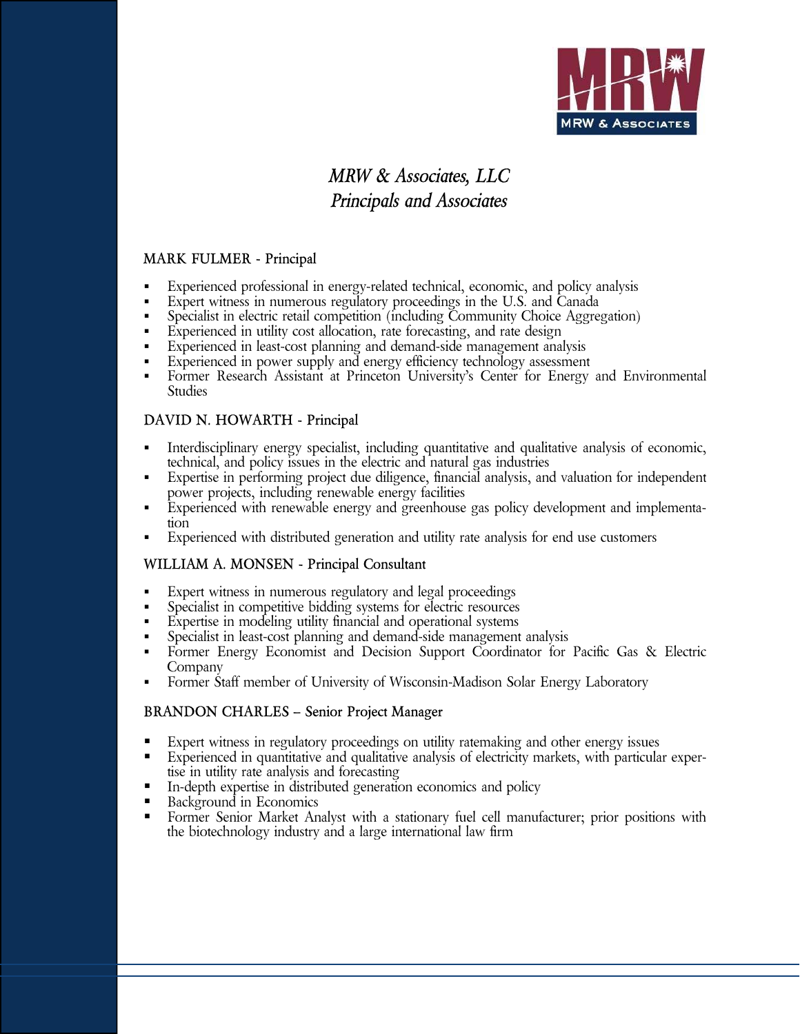MRW & Associates

# *MRW & Associates, LLC*
## *Principals and Associates*

### MARK FULMER - Principal

- Experienced professional in energy-related technical, economic, and policy analysis
- Expert witness in numerous regulatory proceedings in the U.S. and Canada
- Specialist in electric retail competition (including Community Choice Aggregation)
- Experienced in utility cost allocation, rate forecasting, and rate design
- Experienced in least-cost planning and demand-side management analysis
- Experienced in power supply and energy efficiency technology assessment
- Former Research Assistant at Princeton University's Center for Energy and Environmental Studies

### DAVID N. HOWARTH - Principal

- Interdisciplinary energy specialist, including quantitative and qualitative analysis of economic, technical, and policy issues in the electric and natural gas industries
- Expertise in performing project due diligence, financial analysis, and valuation for independent power projects, including renewable energy facilities
- Experienced with renewable energy and greenhouse gas policy development and implementation
- Experienced with distributed generation and utility rate analysis for end use customers

### WILLIAM A. MONSEN - Principal Consultant

- Expert witness in numerous regulatory and legal proceedings
- Specialist in competitive bidding systems for electric resources
- Expertise in modeling utility financial and operational systems
- Specialist in least-cost planning and demand-side management analysis
- Former Energy Economist and Decision Support Coordinator for Pacific Gas & Electric Company
- Former Staff member of University of Wisconsin-Madison Solar Energy Laboratory

### BRANDON CHARLES – Senior Project Manager

- Expert witness in regulatory proceedings on utility ratemaking and other energy issues
- Experienced in quantitative and qualitative analysis of electricity markets, with particular expertise in utility rate analysis and forecasting
- In-depth expertise in distributed generation economics and policy
- Background in Economics
- Former Senior Market Analyst with a stationary fuel cell manufacturer; prior positions with the biotechnology industry and a large international law firm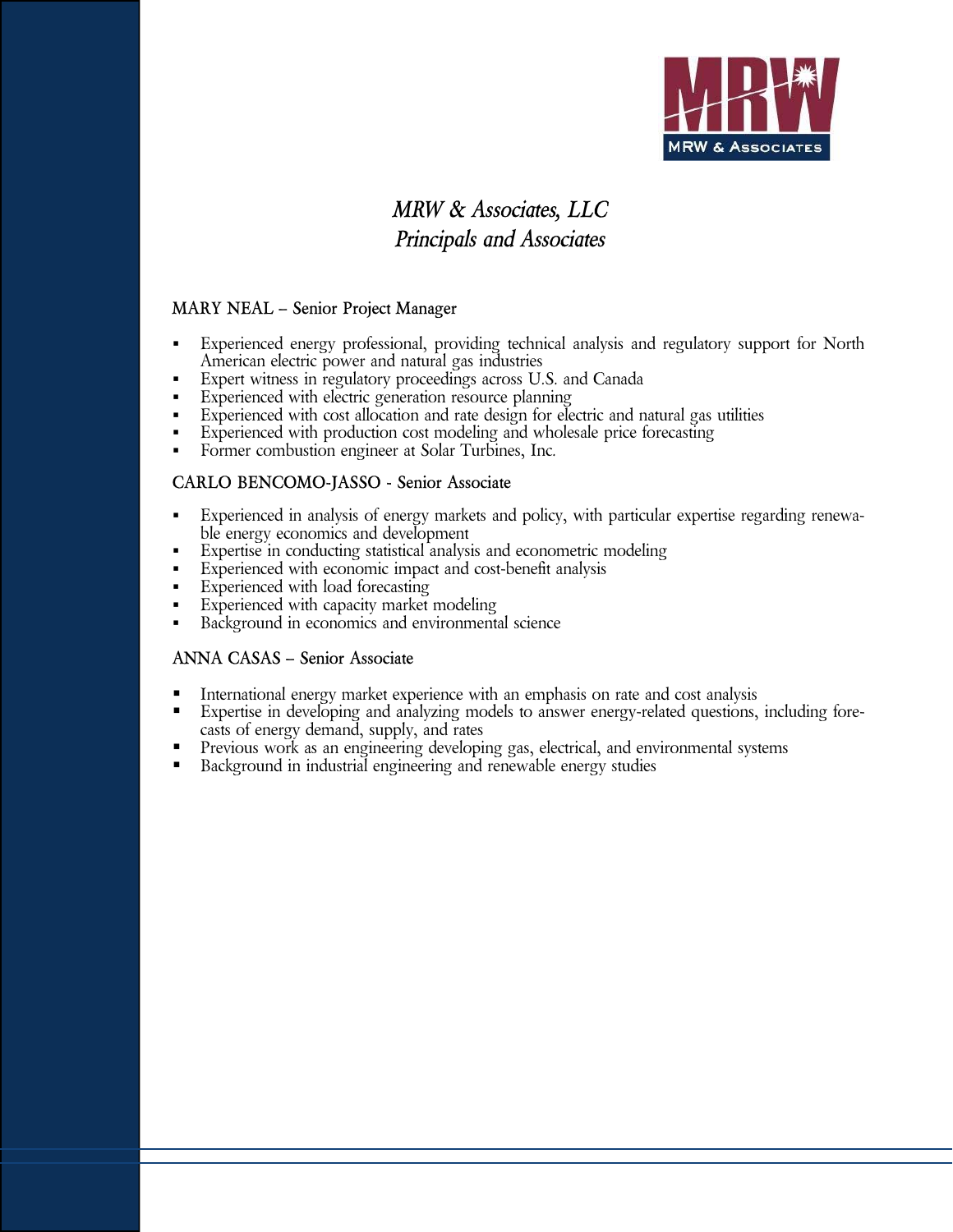MRW & Associates

*MRW & Associates, LLC*
*Principals and Associates*

MARY NEAL – Senior Project Manager

- Experienced energy professional, providing technical analysis and regulatory support for North American electric power and natural gas industries
- Expert witness in regulatory proceedings across U.S. and Canada
- Experienced with electric generation resource planning
- Experienced with cost allocation and rate design for electric and natural gas utilities
- Experienced with production cost modeling and wholesale price forecasting
- Former combustion engineer at Solar Turbines, Inc.

CARLO BENCOMO-JASSO - Senior Associate

- Experienced in analysis of energy markets and policy, with particular expertise regarding renewable energy economics and development
- Expertise in conducting statistical analysis and econometric modeling
- Experienced with economic impact and cost-benefit analysis
- Experienced with load forecasting
- Experienced with capacity market modeling
- Background in economics and environmental science

ANNA CASAS – Senior Associate

- International energy market experience with an emphasis on rate and cost analysis
- Expertise in developing and analyzing models to answer energy-related questions, including forecasts of energy demand, supply, and rates
- Previous work as an engineering developing gas, electrical, and environmental systems
- Background in industrial engineering and renewable energy studies